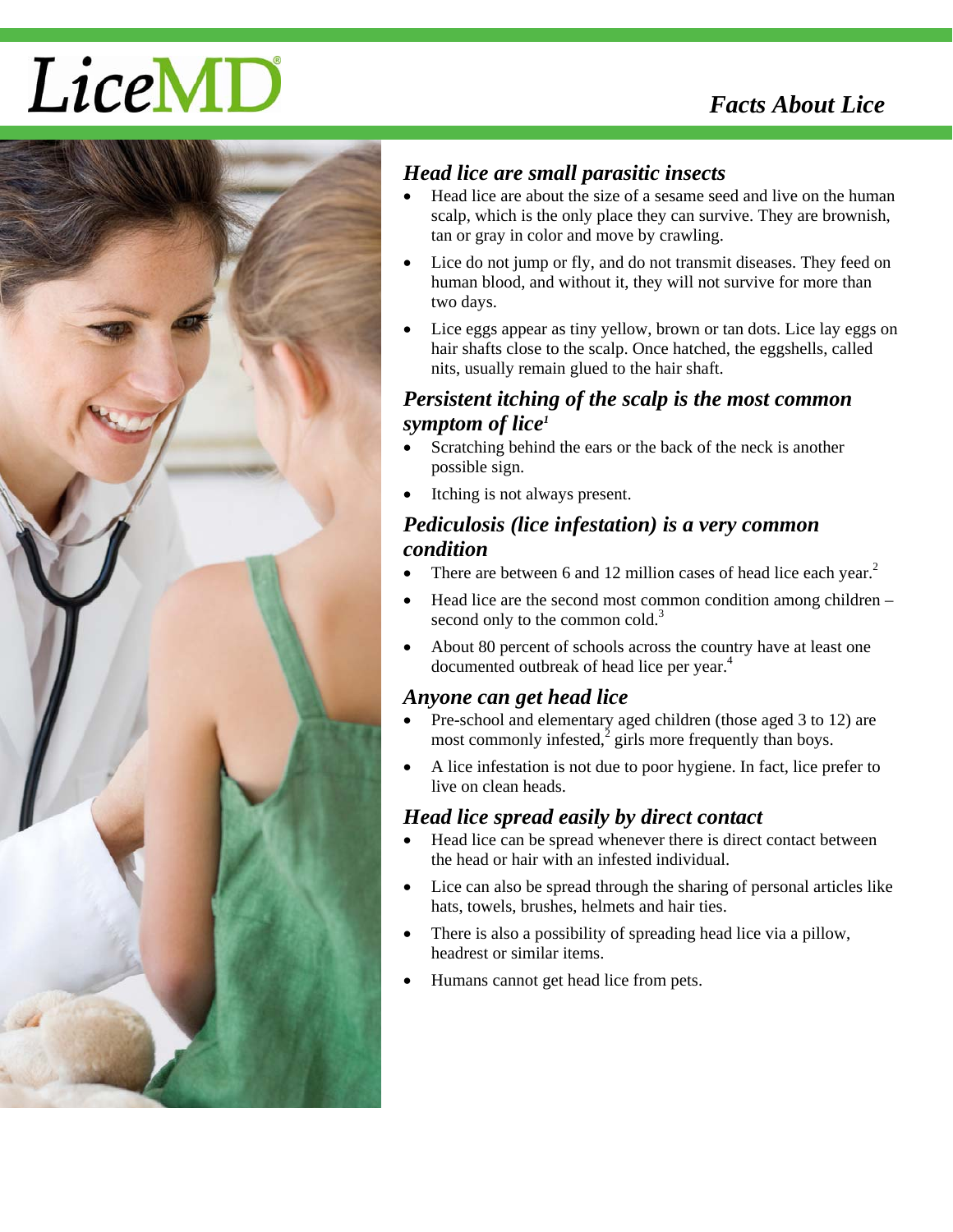# LiceMD®

## Facts About Lice

### Head lice are small parasitic insects

- Head lice are about the size of a sesame seed and live on the human scalp, which is the only place they can survive. They are brownish, tan or gray in color and move by crawling.
- Lice do not jump or fly, and do not transmit diseases. They feed on human blood, and without it, they will not survive for more than two days.
- Lice eggs appear as tiny yellow, brown or tan dots. Lice lay eggs on hair shafts close to the scalp. Once hatched, the eggshells, called nits, usually remain glued to the hair shaft.

### Persistent itching of the scalp is the most common symptom of lice[1]

- Scratching behind the ears or the back of the neck is another possible sign.
- Itching is not always present.

### Pediculosis (lice infestation) is a very common condition

- There are between 6 and 12 million cases of head lice each year.[2]
- Head lice are the second most common condition among children – second only to the common cold.[3]
- About 80 percent of schools across the country have at least one documented outbreak of head lice per year.[4]

### Anyone can get head lice

- Pre-school and elementary aged children (those aged 3 to 12) are most commonly infested,[2] girls more frequently than boys.
- A lice infestation is not due to poor hygiene. In fact, lice prefer to live on clean heads.

### Head lice spread easily by direct contact

- Head lice can be spread whenever there is direct contact between the head or hair with an infested individual.
- Lice can also be spread through the sharing of personal articles like hats, towels, brushes, helmets and hair ties.
- There is also a possibility of spreading head lice via a pillow, headrest or similar items.
- Humans cannot get head lice from pets.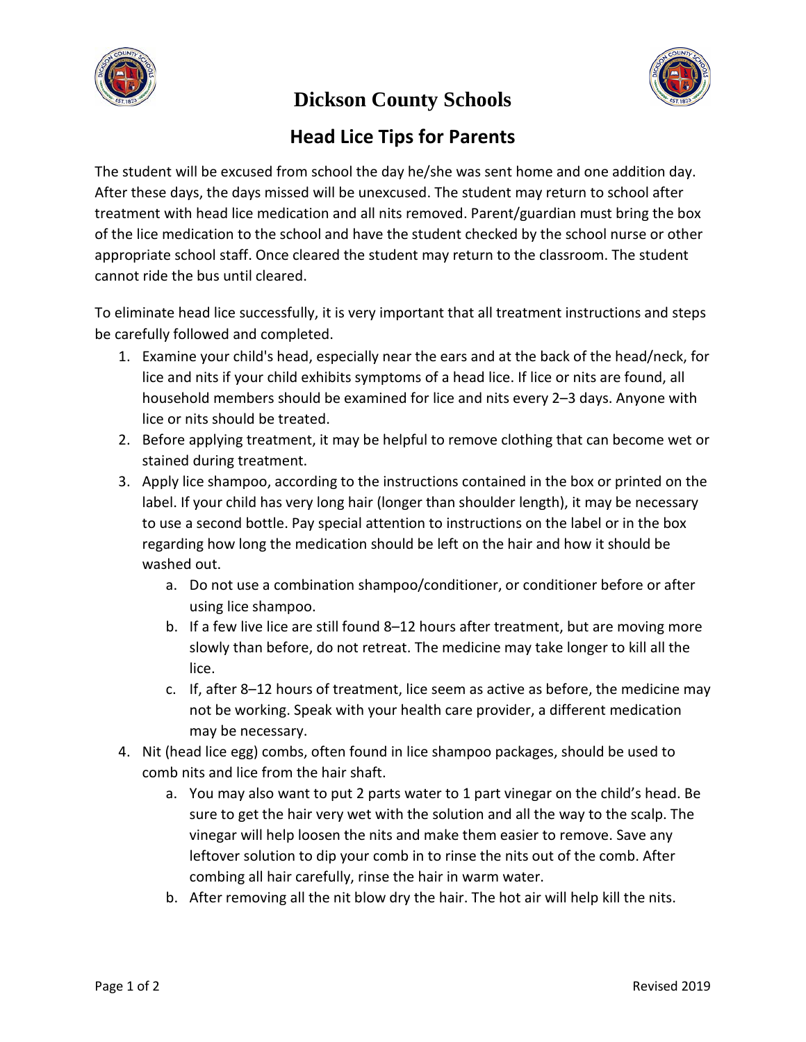# Dickson County Schools

## Head Lice Tips for Parents

The student will be excused from school the day he/she was sent home and one addition day. After these days, the days missed will be unexcused. The student may return to school after treatment with head lice medication and all nits removed. Parent/guardian must bring the box of the lice medication to the school and have the student checked by the school nurse or other appropriate school staff. Once cleared the student may return to the classroom. The student cannot ride the bus until cleared.

To eliminate head lice successfully, it is very important that all treatment instructions and steps be carefully followed and completed.

1. Examine your child's head, especially near the ears and at the back of the head/neck, for lice and nits if your child exhibits symptoms of a head lice. If lice or nits are found, all household members should be examined for lice and nits every 2–3 days. Anyone with lice or nits should be treated.
2. Before applying treatment, it may be helpful to remove clothing that can become wet or stained during treatment.
3. Apply lice shampoo, according to the instructions contained in the box or printed on the label. If your child has very long hair (longer than shoulder length), it may be necessary to use a second bottle. Pay special attention to instructions on the label or in the box regarding how long the medication should be left on the hair and how it should be washed out.
    a. Do not use a combination shampoo/conditioner, or conditioner before or after using lice shampoo.
    b. If a few live lice are still found 8–12 hours after treatment, but are moving more slowly than before, do not retreat. The medicine may take longer to kill all the lice.
    c. If, after 8–12 hours of treatment, lice seem as active as before, the medicine may not be working. Speak with your health care provider, a different medication may be necessary.
4. Nit (head lice egg) combs, often found in lice shampoo packages, should be used to comb nits and lice from the hair shaft.
    a. You may also want to put 2 parts water to 1 part vinegar on the child's head. Be sure to get the hair very wet with the solution and all the way to the scalp. The vinegar will help loosen the nits and make them easier to remove. Save any leftover solution to dip your comb in to rinse the nits out of the comb. After combing all hair carefully, rinse the hair in warm water.
    b. After removing all the nit blow dry the hair. The hot air will help kill the nits.

Revised 2019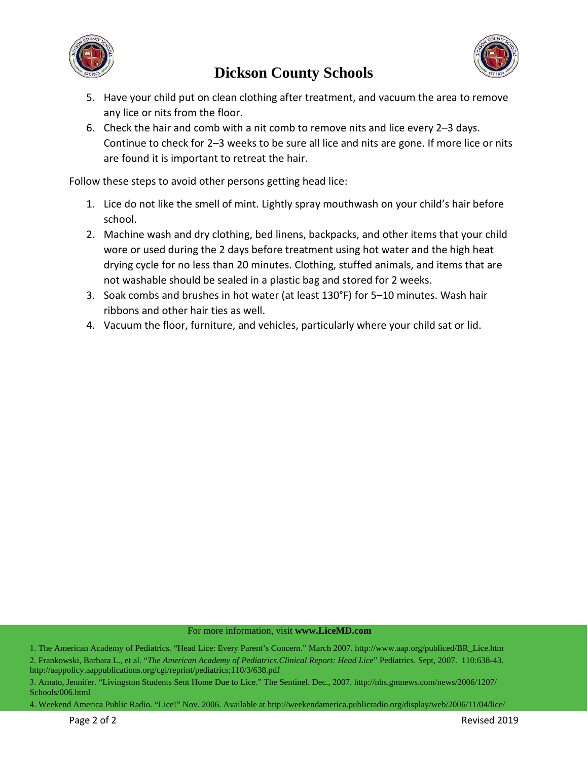5. Have your child put on clean clothing after treatment, and vacuum the area to remove any lice or nits from the floor.
6. Check the hair and comb with a nit comb to remove nits and lice every 2–3 days. Continue to check for 2–3 weeks to be sure all lice and nits are gone. If more lice or nits are found it is important to retreat the hair.

Follow these steps to avoid other persons getting head lice:

1. Lice do not like the smell of mint. Lightly spray mouthwash on your child's hair before school.
2. Machine wash and dry clothing, bed linens, backpacks, and other items that your child wore or used during the 2 days before treatment using hot water and the high heat drying cycle for no less than 20 minutes. Clothing, stuffed animals, and items that are not washable should be sealed in a plastic bag and stored for 2 weeks.
3. Soak combs and brushes in hot water (at least 130°F) for 5–10 minutes. Wash hair ribbons and other hair ties as well.
4. Vacuum the floor, furniture, and vehicles, particularly where your child sat or lid.

For more information, visit **www.LiceMD.com**

1. The American Academy of Pediatrics. "Head Lice: Every Parent's Concern." March 2007. http://www.aap.org/publiced/BR_Lice.htm
2. Frankowski, Barbara L., et al. "*The American Academy of Pediatrics.Clinical Report: Head Lice*" Pediatrics. Sept, 2007. 110:638-43. http://aappolicy.aappublications.org/cgi/reprint/pediatrics;110/3/638.pdf
3. Amato, Jennifer. "Livingston Students Sent Home Due to Lice." The Sentinel. Dec., 2007. http://nbs.gmnews.com/news/2006/1207/Schools/006.html
4. Weekend America Public Radio. "Lice!" Nov. 2006. Available at http://weekendamerica.publicradio.org/display/web/2006/11/04/lice/

Revised 2019